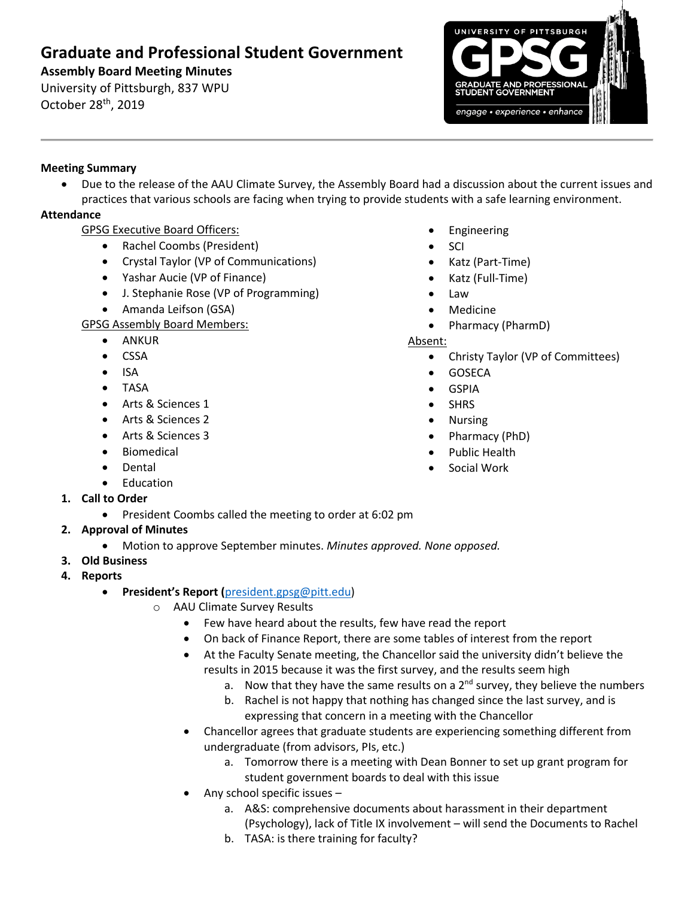# Graduate and Professional Student Government

**Assembly Board Meeting Minutes**

University of Pittsburgh, 837 WPU

October 28th, 2019

UNIVERSITY OF PITTSBURGH GPSG GRADUATE AND PROFESSIONAL STUDENT GOVERNMENT engage • experience • enhance

---

**Meeting Summary**

- Due to the release of the AAU Climate Survey, the Assembly Board had a discussion about the current issues and practices that various schools are facing when trying to provide students with a safe learning environment.

**Attendance**

GPSG Executive Board Officers:

- Rachel Coombs (President)
- Crystal Taylor (VP of Communications)
- Yashar Aucie (VP of Finance)
- J. Stephanie Rose (VP of Programming)
- Amanda Leifson (GSA)

GPSG Assembly Board Members:

- ANKUR
- CSSA
- ISA
- TASA
- Arts & Sciences 1
- Arts & Sciences 2
- Arts & Sciences 3
- Biomedical
- Dental
- Education
- Engineering
- SCI
- Katz (Part-Time)
- Katz (Full-Time)
- Law
- Medicine
- Pharmacy (PharmD)

Absent:

- Christy Taylor (VP of Committees)
- GOSECA
- GSPIA
- SHRS
- Nursing
- Pharmacy (PhD)
- Public Health
- Social Work

1. **Call to Order**
   - President Coombs called the meeting to order at 6:02 pm
2. **Approval of Minutes**
   - Motion to approve September minutes. *Minutes approved. None opposed.*
3. **Old Business**
4. **Reports**
   - **President's Report (**president.gpsg@pitt.edu)
     - AAU Climate Survey Results
       - Few have heard about the results, few have read the report
       - On back of Finance Report, there are some tables of interest from the report
       - At the Faculty Senate meeting, the Chancellor said the university didn't believe the results in 2015 because it was the first survey, and the results seem high
         a. Now that they have the same results on a 2nd survey, they believe the numbers
         b. Rachel is not happy that nothing has changed since the last survey, and is expressing that concern in a meeting with the Chancellor
       - Chancellor agrees that graduate students are experiencing something different from undergraduate (from advisors, PIs, etc.)
         a. Tomorrow there is a meeting with Dean Bonner to set up grant program for student government boards to deal with this issue
       - Any school specific issues –
         a. A&S: comprehensive documents about harassment in their department (Psychology), lack of Title IX involvement – will send the Documents to Rachel
         b. TASA: is there training for faculty?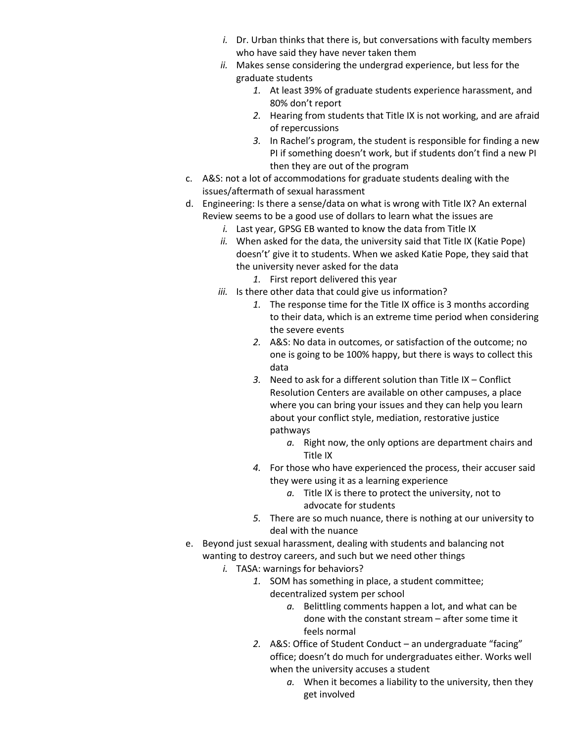- i. Dr. Urban thinks that there is, but conversations with faculty members who have said they have never taken them
   - ii. Makes sense considering the undergrad experience, but less for the graduate students
     1. At least 39% of graduate students experience harassment, and 80% don't report
     2. Hearing from students that Title IX is not working, and are afraid of repercussions
     3. In Rachel's program, the student is responsible for finding a new PI if something doesn't work, but if students don't find a new PI then they are out of the program

c. A&S: not a lot of accommodations for graduate students dealing with the issues/aftermath of sexual harassment

d. Engineering: Is there a sense/data on what is wrong with Title IX? An external Review seems to be a good use of dollars to learn what the issues are
   - i. Last year, GPSG EB wanted to know the data from Title IX
   - ii. When asked for the data, the university said that Title IX (Katie Pope) doesn't' give it to students. When we asked Katie Pope, they said that the university never asked for the data
     1. First report delivered this year
   - iii. Is there other data that could give us information?
     1. The response time for the Title IX office is 3 months according to their data, which is an extreme time period when considering the severe events
     2. A&S: No data in outcomes, or satisfaction of the outcome; no one is going to be 100% happy, but there is ways to collect this data
     3. Need to ask for a different solution than Title IX – Conflict Resolution Centers are available on other campuses, a place where you can bring your issues and they can help you learn about your conflict style, mediation, restorative justice pathways
        - a. Right now, the only options are department chairs and Title IX
     4. For those who have experienced the process, their accuser said they were using it as a learning experience
        - a. Title IX is there to protect the university, not to advocate for students
     5. There are so much nuance, there is nothing at our university to deal with the nuance

e. Beyond just sexual harassment, dealing with students and balancing not wanting to destroy careers, and such but we need other things
   - i. TASA: warnings for behaviors?
     1. SOM has something in place, a student committee; decentralized system per school
        - a. Belittling comments happen a lot, and what can be done with the constant stream – after some time it feels normal
     2. A&S: Office of Student Conduct – an undergraduate "facing" office; doesn't do much for undergraduates either. Works well when the university accuses a student
        - a. When it becomes a liability to the university, then they get involved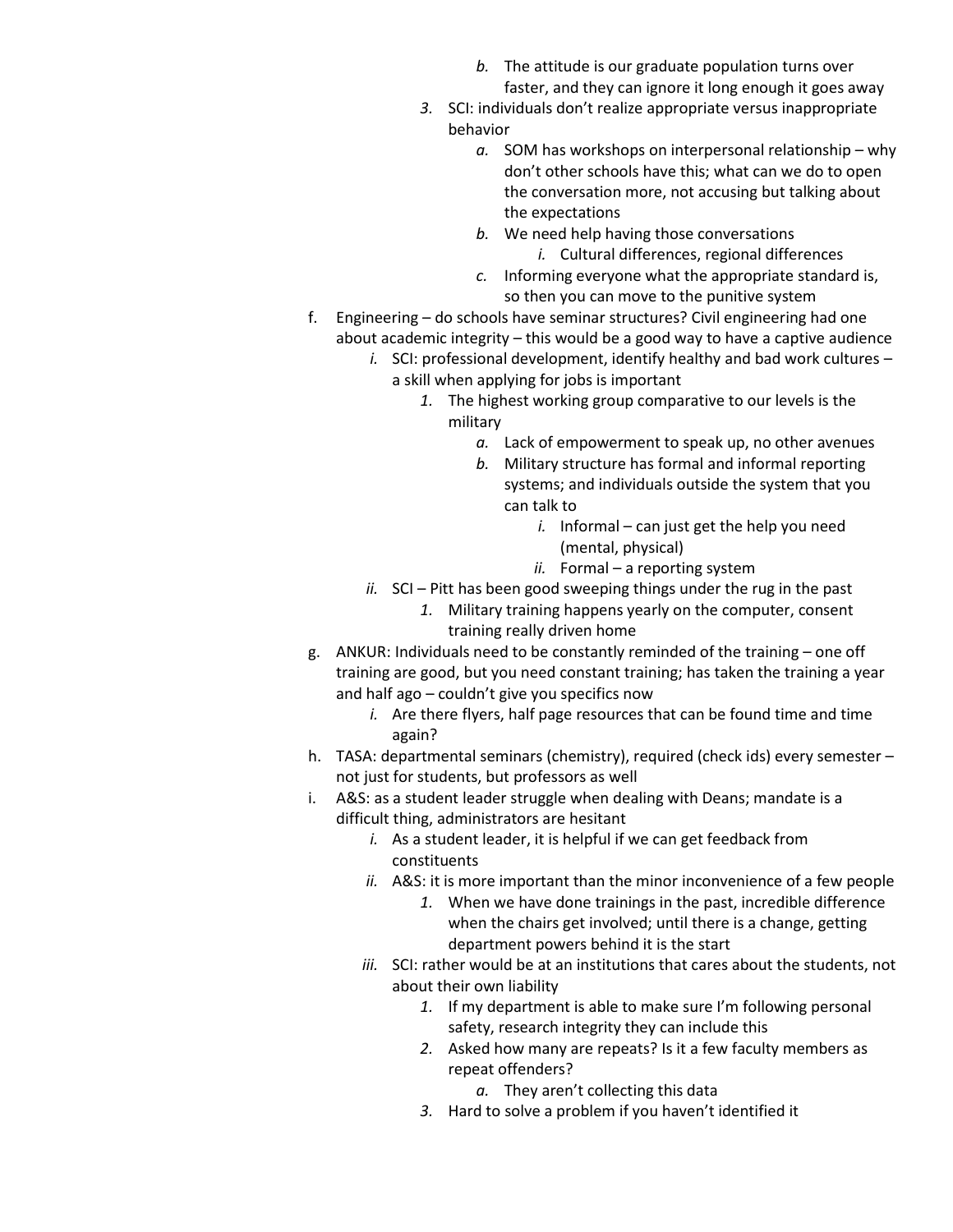- b. The attitude is our graduate population turns over faster, and they can ignore it long enough it goes away
        3. SCI: individuals don't realize appropriate versus inappropriate behavior
            - a. SOM has workshops on interpersonal relationship – why don't other schools have this; what can we do to open the conversation more, not accusing but talking about the expectations
            - b. We need help having those conversations
                - i. Cultural differences, regional differences
            - c. Informing everyone what the appropriate standard is, so then you can move to the punitive system

- f. Engineering – do schools have seminar structures? Civil engineering had one about academic integrity – this would be a good way to have a captive audience
    - i. SCI: professional development, identify healthy and bad work cultures – a skill when applying for jobs is important
        1. The highest working group comparative to our levels is the military
            - a. Lack of empowerment to speak up, no other avenues
            - b. Military structure has formal and informal reporting systems; and individuals outside the system that you can talk to
                - i. Informal – can just get the help you need (mental, physical)
                - ii. Formal – a reporting system
    - ii. SCI – Pitt has been good sweeping things under the rug in the past
        1. Military training happens yearly on the computer, consent training really driven home
- g. ANKUR: Individuals need to be constantly reminded of the training – one off training are good, but you need constant training; has taken the training a year and half ago – couldn't give you specifics now
    - i. Are there flyers, half page resources that can be found time and time again?
- h. TASA: departmental seminars (chemistry), required (check ids) every semester – not just for students, but professors as well
- i. A&S: as a student leader struggle when dealing with Deans; mandate is a difficult thing, administrators are hesitant
    - i. As a student leader, it is helpful if we can get feedback from constituents
    - ii. A&S: it is more important than the minor inconvenience of a few people
        1. When we have done trainings in the past, incredible difference when the chairs get involved; until there is a change, getting department powers behind it is the start
    - iii. SCI: rather would be at an institutions that cares about the students, not about their own liability
        1. If my department is able to make sure I'm following personal safety, research integrity they can include this
        2. Asked how many are repeats? Is it a few faculty members as repeat offenders?
            - a. They aren't collecting this data
        3. Hard to solve a problem if you haven't identified it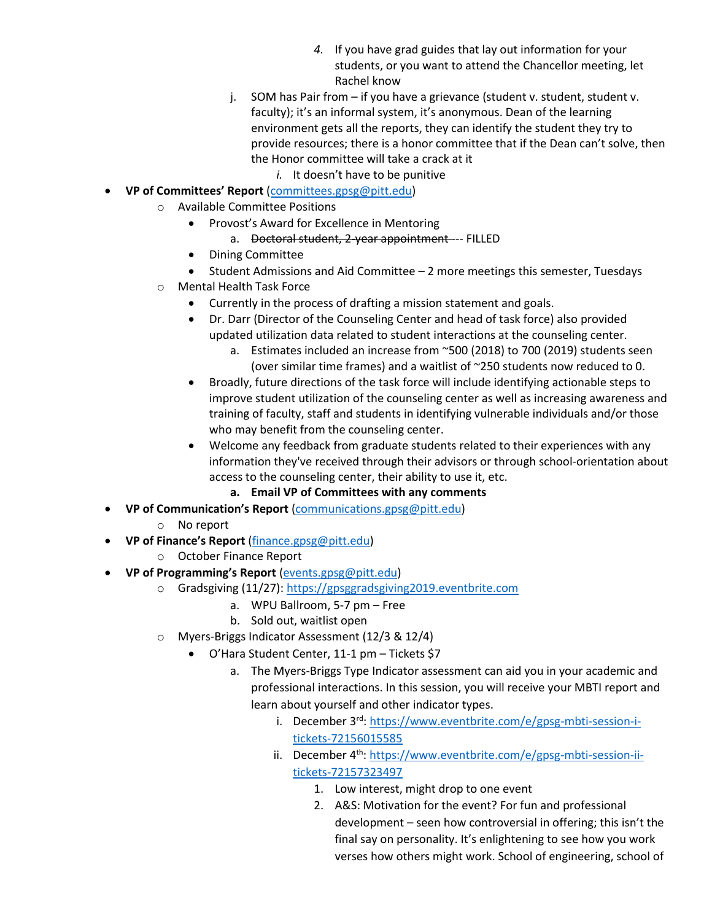4. If you have grad guides that lay out information for your students, or you want to attend the Chancellor meeting, let Rachel know

        j. SOM has Pair from – if you have a grievance (student v. student, student v. faculty); it's an informal system, it's anonymous. Dean of the learning environment gets all the reports, they can identify the student they try to provide resources; there is a honor committee that if the Dean can't solve, then the Honor committee will take a crack at it
            i. It doesn't have to be punitive

- **VP of Committees' Report** (committees.gpsg@pitt.edu)
    - Available Committee Positions
        - Provost's Award for Excellence in Mentoring
            a. ~~Doctoral student, 2-year appointment~~ --- FILLED
        - Dining Committee
        - Student Admissions and Aid Committee – 2 more meetings this semester, Tuesdays
    - Mental Health Task Force
        - Currently in the process of drafting a mission statement and goals.
        - Dr. Darr (Director of the Counseling Center and head of task force) also provided updated utilization data related to student interactions at the counseling center.
            a. Estimates included an increase from ~500 (2018) to 700 (2019) students seen (over similar time frames) and a waitlist of ~250 students now reduced to 0.
        - Broadly, future directions of the task force will include identifying actionable steps to improve student utilization of the counseling center as well as increasing awareness and training of faculty, staff and students in identifying vulnerable individuals and/or those who may benefit from the counseling center.
        - Welcome any feedback from graduate students related to their experiences with any information they've received through their advisors or through school-orientation about access to the counseling center, their ability to use it, etc.
            a. **Email VP of Committees with any comments**
- **VP of Communication's Report** (communications.gpsg@pitt.edu)
    - No report
- **VP of Finance's Report** (finance.gpsg@pitt.edu)
    - October Finance Report
- **VP of Programming's Report** (events.gpsg@pitt.edu)
    - Gradsgiving (11/27): https://gpsggradsgiving2019.eventbrite.com
            a. WPU Ballroom, 5-7 pm – Free
            b. Sold out, waitlist open
    - Myers-Briggs Indicator Assessment (12/3 & 12/4)
        - O'Hara Student Center, 11-1 pm – Tickets $7
            a. The Myers-Briggs Type Indicator assessment can aid you in your academic and professional interactions. In this session, you will receive your MBTI report and learn about yourself and other indicator types.
                i. December 3rd: https://www.eventbrite.com/e/gpsg-mbti-session-i-tickets-72156015585
                ii. December 4th: https://www.eventbrite.com/e/gpsg-mbti-session-ii-tickets-72157323497
                    1. Low interest, might drop to one event
                    2. A&S: Motivation for the event? For fun and professional development – seen how controversial in offering; this isn't the final say on personality. It's enlightening to see how you work verses how others might work. School of engineering, school of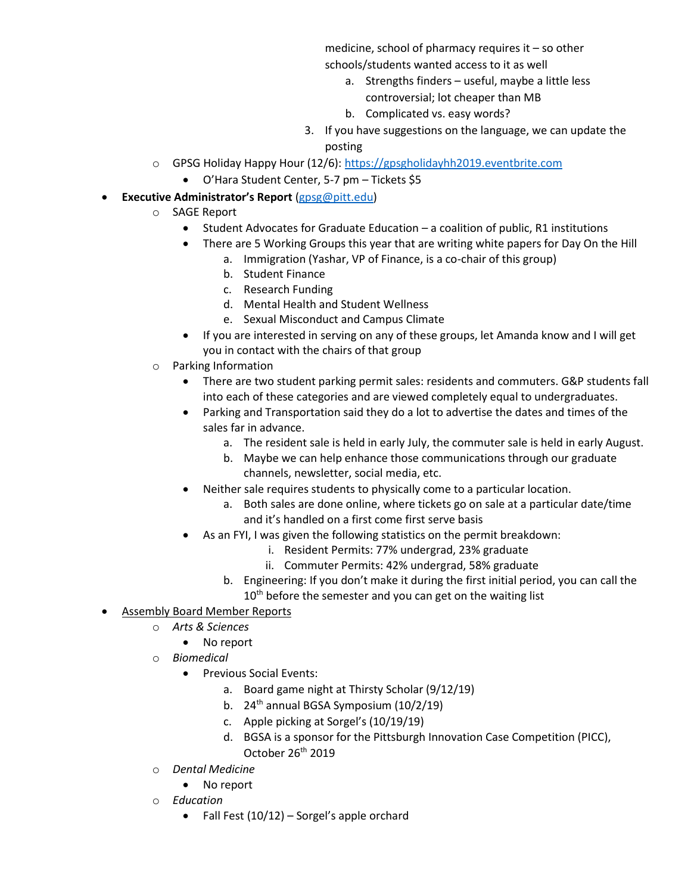medicine, school of pharmacy requires it – so other schools/students wanted access to it as well
        a. Strengths finders – useful, maybe a little less controversial; lot cheaper than MB
        b. Complicated vs. easy words?
    3. If you have suggestions on the language, we can update the posting

- GPSG Holiday Happy Hour (12/6): https://gpsgholidayhh2019.eventbrite.com
    - O'Hara Student Center, 5-7 pm – Tickets $5

- **Executive Administrator's Report** (gpsg@pitt.edu)
    - SAGE Report
        - Student Advocates for Graduate Education – a coalition of public, R1 institutions
        - There are 5 Working Groups this year that are writing white papers for Day On the Hill
            a. Immigration (Yashar, VP of Finance, is a co-chair of this group)
            b. Student Finance
            c. Research Funding
            d. Mental Health and Student Wellness
            e. Sexual Misconduct and Campus Climate
        - If you are interested in serving on any of these groups, let Amanda know and I will get you in contact with the chairs of that group
    - Parking Information
        - There are two student parking permit sales: residents and commuters. G&P students fall into each of these categories and are viewed completely equal to undergraduates.
        - Parking and Transportation said they do a lot to advertise the dates and times of the sales far in advance.
            a. The resident sale is held in early July, the commuter sale is held in early August.
            b. Maybe we can help enhance those communications through our graduate channels, newsletter, social media, etc.
        - Neither sale requires students to physically come to a particular location.
            a. Both sales are done online, where tickets go on sale at a particular date/time and it's handled on a first come first serve basis
        - As an FYI, I was given the following statistics on the permit breakdown:
                i. Resident Permits: 77% undergrad, 23% graduate
                ii. Commuter Permits: 42% undergrad, 58% graduate
            b. Engineering: If you don't make it during the first initial period, you can call the 10th before the semester and you can get on the waiting list

- Assembly Board Member Reports
    - *Arts & Sciences*
        - No report
    - *Biomedical*
        - Previous Social Events:
            a. Board game night at Thirsty Scholar (9/12/19)
            b. 24th annual BGSA Symposium (10/2/19)
            c. Apple picking at Sorgel's (10/19/19)
            d. BGSA is a sponsor for the Pittsburgh Innovation Case Competition (PICC), October 26th 2019
    - *Dental Medicine*
        - No report
    - *Education*
        - Fall Fest (10/12) – Sorgel's apple orchard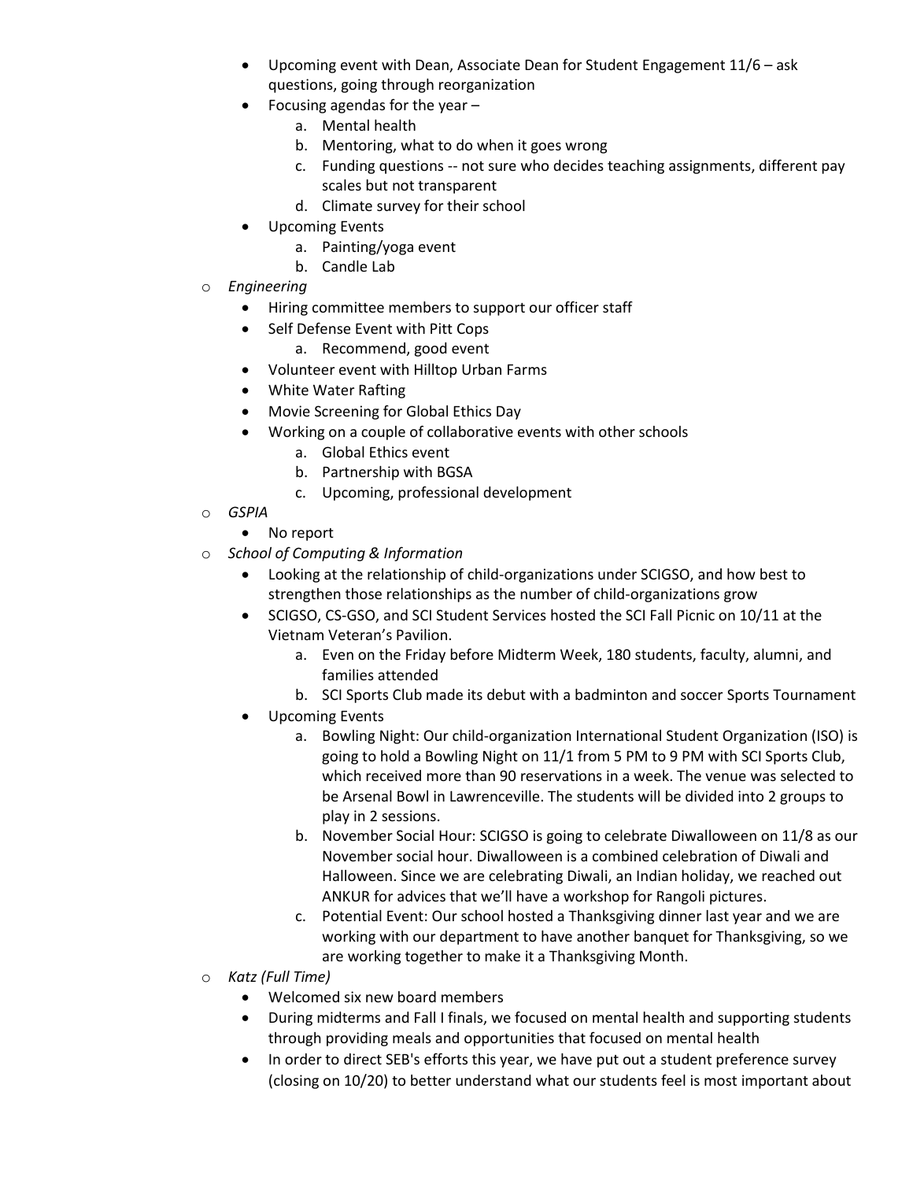- Upcoming event with Dean, Associate Dean for Student Engagement 11/6 – ask questions, going through reorganization
- Focusing agendas for the year –
  a. Mental health
  b. Mentoring, what to do when it goes wrong
  c. Funding questions -- not sure who decides teaching assignments, different pay scales but not transparent
  d. Climate survey for their school
- Upcoming Events
  a. Painting/yoga event
  b. Candle Lab

- *Engineering*
  - Hiring committee members to support our officer staff
  - Self Defense Event with Pitt Cops
    a. Recommend, good event
  - Volunteer event with Hilltop Urban Farms
  - White Water Rafting
  - Movie Screening for Global Ethics Day
  - Working on a couple of collaborative events with other schools
    a. Global Ethics event
    b. Partnership with BGSA
    c. Upcoming, professional development
- *GSPIA*
  - No report
- *School of Computing & Information*
  - Looking at the relationship of child-organizations under SCIGSO, and how best to strengthen those relationships as the number of child-organizations grow
  - SCIGSO, CS-GSO, and SCI Student Services hosted the SCI Fall Picnic on 10/11 at the Vietnam Veteran's Pavilion.
    a. Even on the Friday before Midterm Week, 180 students, faculty, alumni, and families attended
    b. SCI Sports Club made its debut with a badminton and soccer Sports Tournament
  - Upcoming Events
    a. Bowling Night: Our child-organization International Student Organization (ISO) is going to hold a Bowling Night on 11/1 from 5 PM to 9 PM with SCI Sports Club, which received more than 90 reservations in a week. The venue was selected to be Arsenal Bowl in Lawrenceville. The students will be divided into 2 groups to play in 2 sessions.
    b. November Social Hour: SCIGSO is going to celebrate Diwalloween on 11/8 as our November social hour. Diwalloween is a combined celebration of Diwali and Halloween. Since we are celebrating Diwali, an Indian holiday, we reached out ANKUR for advices that we'll have a workshop for Rangoli pictures.
    c. Potential Event: Our school hosted a Thanksgiving dinner last year and we are working with our department to have another banquet for Thanksgiving, so we are working together to make it a Thanksgiving Month.
- *Katz (Full Time)*
  - Welcomed six new board members
  - During midterms and Fall I finals, we focused on mental health and supporting students through providing meals and opportunities that focused on mental health
  - In order to direct SEB's efforts this year, we have put out a student preference survey (closing on 10/20) to better understand what our students feel is most important about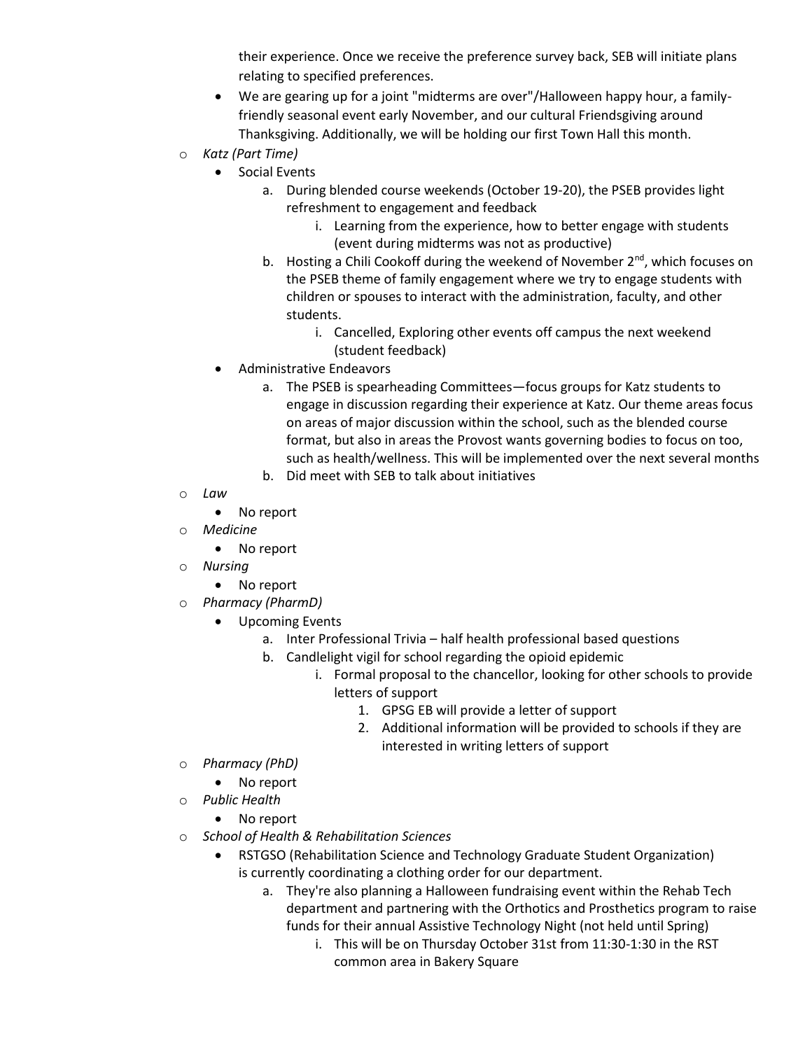their experience. Once we receive the preference survey back, SEB will initiate plans relating to specified preferences.

- We are gearing up for a joint "midterms are over"/Halloween happy hour, a family-friendly seasonal event early November, and our cultural Friendsgiving around Thanksgiving. Additionally, we will be holding our first Town Hall this month.

- *Katz (Part Time)*
  - Social Events
    a. During blended course weekends (October 19-20), the PSEB provides light refreshment to engagement and feedback
       i. Learning from the experience, how to better engage with students (event during midterms was not as productive)
    b. Hosting a Chili Cookoff during the weekend of November 2nd, which focuses on the PSEB theme of family engagement where we try to engage students with children or spouses to interact with the administration, faculty, and other students.
       i. Cancelled, Exploring other events off campus the next weekend (student feedback)
  - Administrative Endeavors
    a. The PSEB is spearheading Committees—focus groups for Katz students to engage in discussion regarding their experience at Katz. Our theme areas focus on areas of major discussion within the school, such as the blended course format, but also in areas the Provost wants governing bodies to focus on too, such as health/wellness. This will be implemented over the next several months
    b. Did meet with SEB to talk about initiatives
- *Law*
  - No report
- *Medicine*
  - No report
- *Nursing*
  - No report
- *Pharmacy (PharmD)*
  - Upcoming Events
    a. Inter Professional Trivia – half health professional based questions
    b. Candlelight vigil for school regarding the opioid epidemic
       i. Formal proposal to the chancellor, looking for other schools to provide letters of support
          1. GPSG EB will provide a letter of support
          2. Additional information will be provided to schools if they are interested in writing letters of support
- *Pharmacy (PhD)*
  - No report
- *Public Health*
  - No report
- *School of Health & Rehabilitation Sciences*
  - RSTGSO (Rehabilitation Science and Technology Graduate Student Organization) is currently coordinating a clothing order for our department.
    a. They're also planning a Halloween fundraising event within the Rehab Tech department and partnering with the Orthotics and Prosthetics program to raise funds for their annual Assistive Technology Night (not held until Spring)
       i. This will be on Thursday October 31st from 11:30-1:30 in the RST common area in Bakery Square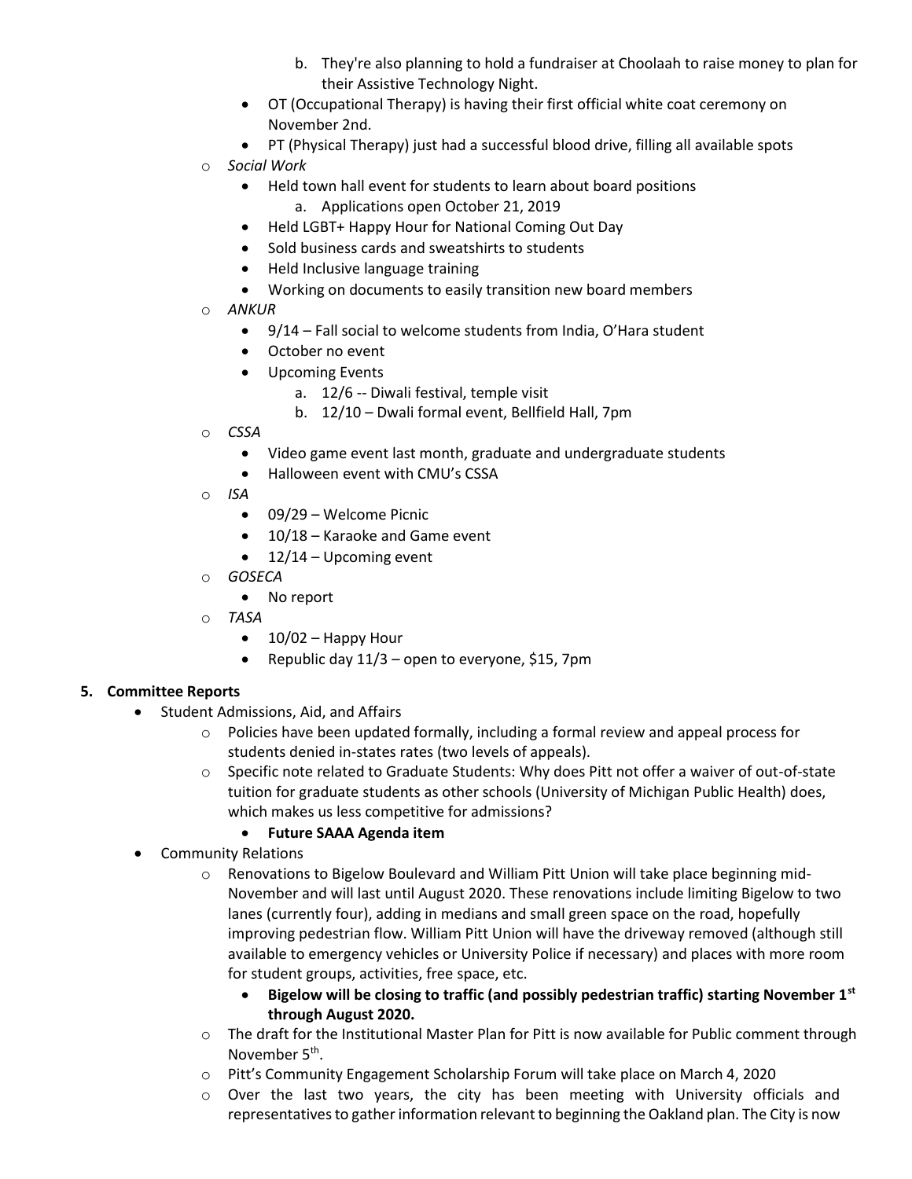b. They're also planning to hold a fundraiser at Choolaah to raise money to plan for their Assistive Technology Night.
- OT (Occupational Therapy) is having their first official white coat ceremony on November 2nd.
- PT (Physical Therapy) just had a successful blood drive, filling all available spots

- *Social Work*
  - Held town hall event for students to learn about board positions
    a. Applications open October 21, 2019
  - Held LGBT+ Happy Hour for National Coming Out Day
  - Sold business cards and sweatshirts to students
  - Held Inclusive language training
  - Working on documents to easily transition new board members
- *ANKUR*
  - 9/14 – Fall social to welcome students from India, O'Hara student
  - October no event
  - Upcoming Events
    a. 12/6 -- Diwali festival, temple visit
    b. 12/10 – Dwali formal event, Bellfield Hall, 7pm
- *CSSA*
  - Video game event last month, graduate and undergraduate students
  - Halloween event with CMU's CSSA
- *ISA*
  - 09/29 – Welcome Picnic
  - 10/18 – Karaoke and Game event
  - 12/14 – Upcoming event
- *GOSECA*
  - No report
- *TASA*
  - 10/02 – Happy Hour
  - Republic day 11/3 – open to everyone, $15, 7pm

**5. Committee Reports**

- Student Admissions, Aid, and Affairs
  - Policies have been updated formally, including a formal review and appeal process for students denied in-states rates (two levels of appeals).
  - Specific note related to Graduate Students: Why does Pitt not offer a waiver of out-of-state tuition for graduate students as other schools (University of Michigan Public Health) does, which makes us less competitive for admissions?
    - **Future SAAA Agenda item**
- Community Relations
  - Renovations to Bigelow Boulevard and William Pitt Union will take place beginning mid-November and will last until August 2020. These renovations include limiting Bigelow to two lanes (currently four), adding in medians and small green space on the road, hopefully improving pedestrian flow. William Pitt Union will have the driveway removed (although still available to emergency vehicles or University Police if necessary) and places with more room for student groups, activities, free space, etc.
    - **Bigelow will be closing to traffic (and possibly pedestrian traffic) starting November 1st through August 2020.**
  - The draft for the Institutional Master Plan for Pitt is now available for Public comment through November 5th.
  - Pitt's Community Engagement Scholarship Forum will take place on March 4, 2020
  - Over the last two years, the city has been meeting with University officials and representatives to gather information relevant to beginning the Oakland plan. The City is now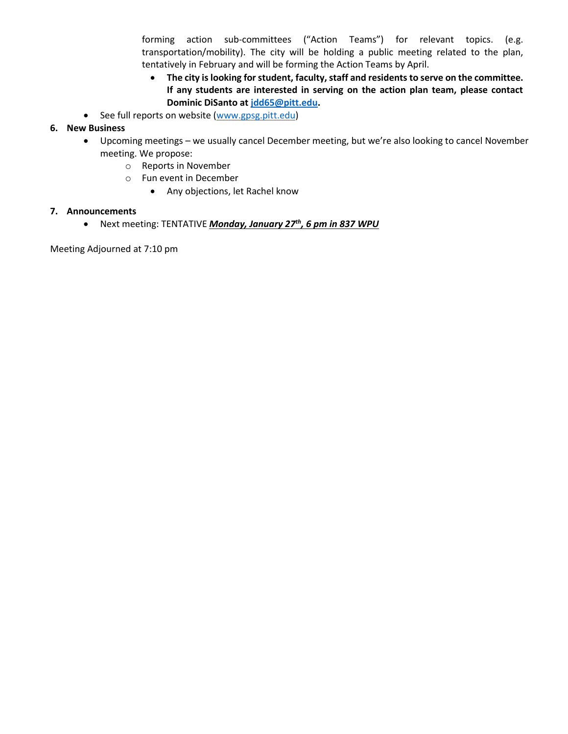forming action sub-committees (“Action Teams”) for relevant topics. (e.g. transportation/mobility). The city will be holding a public meeting related to the plan, tentatively in February and will be forming the Action Teams by April.

- **The city is looking for student, faculty, staff and residents to serve on the committee. If any students are interested in serving on the action plan team, please contact Dominic DiSanto at jdd65@pitt.edu.**

- See full reports on website (www.gpsg.pitt.edu)

**6. New Business**

- Upcoming meetings – we usually cancel December meeting, but we’re also looking to cancel November meeting. We propose:
  - Reports in November
  - Fun event in December
    - Any objections, let Rachel know

**7. Announcements**

- Next meeting: TENTATIVE ***Monday, January 27th, 6 pm in 837 WPU***

Meeting Adjourned at 7:10 pm